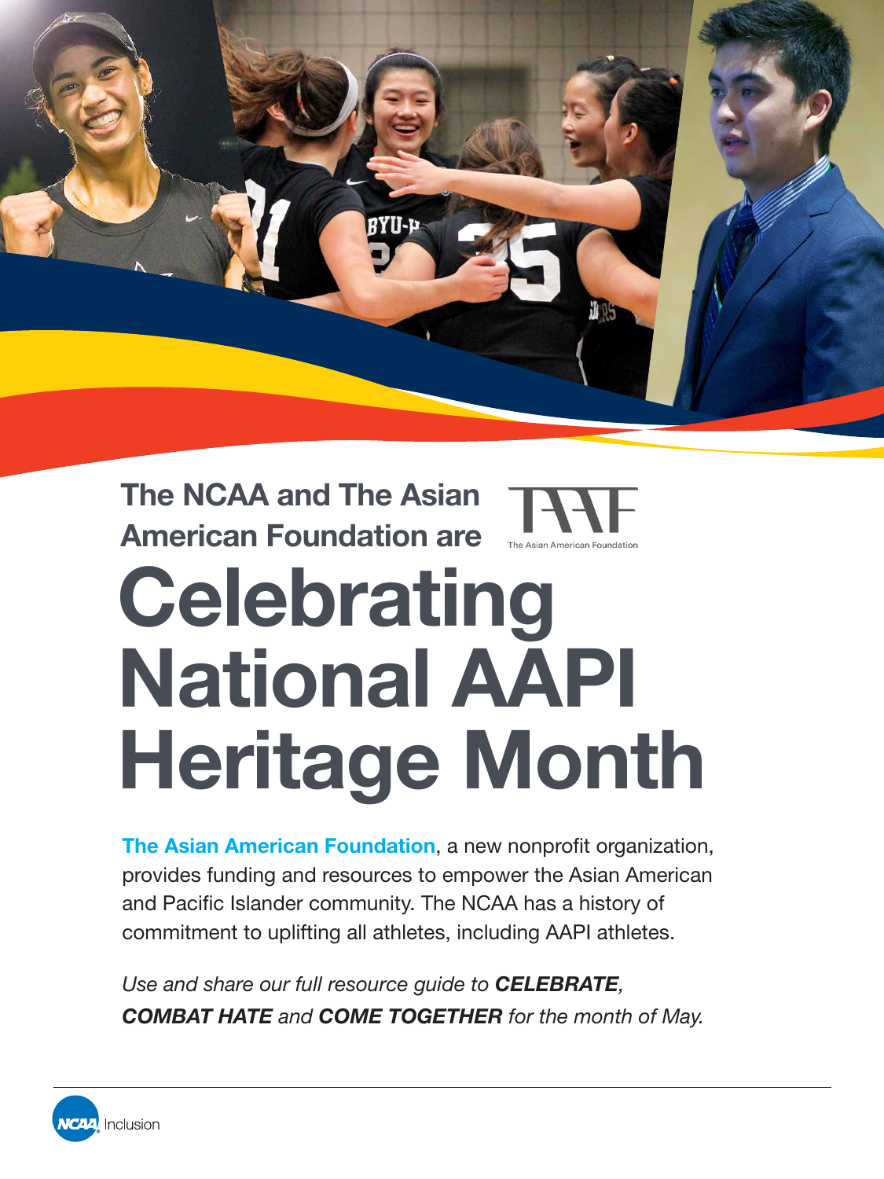The NCAA and The Asian American Foundation are

TAAF
The Asian American Foundation

# Celebrating National AAPI Heritage Month

**The Asian American Foundation**, a new nonprofit organization, provides funding and resources to empower the Asian American and Pacific Islander community. The NCAA has a history of commitment to uplifting all athletes, including AAPI athletes.

*Use and share our full resource guide to **CELEBRATE, COMBAT HATE** and **COME TOGETHER** for the month of May.*

NCAA Inclusion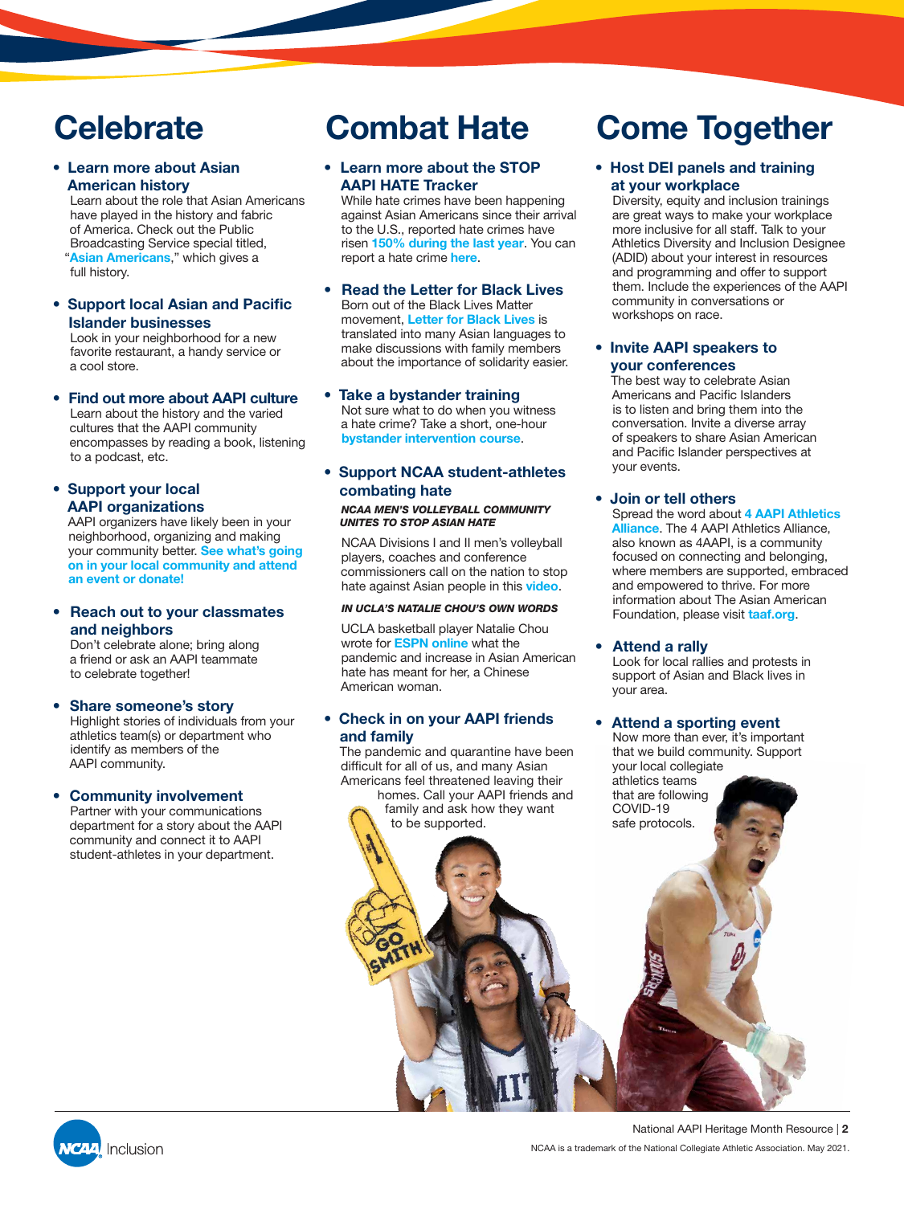# Celebrate

- **Learn more about Asian American history**
  Learn about the role that Asian Americans have played in the history and fabric of America. Check out the Public Broadcasting Service special titled, "Asian Americans," which gives a full history.

- **Support local Asian and Pacific Islander businesses**
  Look in your neighborhood for a new favorite restaurant, a handy service or a cool store.

- **Find out more about AAPI culture**
  Learn about the history and the varied cultures that the AAPI community encompasses by reading a book, listening to a podcast, etc.

- **Support your local AAPI organizations**
  AAPI organizers have likely been in your neighborhood, organizing and making your community better. **See what's going on in your local community and attend an event or donate!**

- **Reach out to your classmates and neighbors**
  Don't celebrate alone; bring along a friend or ask an AAPI teammate to celebrate together!

- **Share someone's story**
  Highlight stories of individuals from your athletics team(s) or department who identify as members of the AAPI community.

- **Community involvement**
  Partner with your communications department for a story about the AAPI community and connect it to AAPI student-athletes in your department.

# Combat Hate

- **Learn more about the STOP AAPI HATE Tracker**
  While hate crimes have been happening against Asian Americans since their arrival to the U.S., reported hate crimes have risen **150% during the last year**. You can report a hate crime **here**.

- **Read the Letter for Black Lives**
  Born out of the Black Lives Matter movement, **Letter for Black Lives** is translated into many Asian languages to make discussions with family members about the importance of solidarity easier.

- **Take a bystander training**
  Not sure what to do when you witness a hate crime? Take a short, one-hour **bystander intervention course**.

- **Support NCAA student-athletes combating hate**

  ***NCAA MEN'S VOLLEYBALL COMMUNITY UNITES TO STOP ASIAN HATE***

  NCAA Divisions I and II men's volleyball players, coaches and conference commissioners call on the nation to stop hate against Asian people in this **video**.

  ***IN UCLA'S NATALIE CHOU'S OWN WORDS***

  UCLA basketball player Natalie Chou wrote for **ESPN online** what the pandemic and increase in Asian American hate has meant for her, a Chinese American woman.

- **Check in on your AAPI friends and family**
  The pandemic and quarantine have been difficult for all of us, and many Asian Americans feel threatened leaving their homes. Call your AAPI friends and family and ask how they want to be supported.

# Come Together

- **Host DEI panels and training at your workplace**
  Diversity, equity and inclusion trainings are great ways to make your workplace more inclusive for all staff. Talk to your Athletics Diversity and Inclusion Designee (ADID) about your interest in resources and programming and offer to support them. Include the experiences of the AAPI community in conversations or workshops on race.

- **Invite AAPI speakers to your conferences**
  The best way to celebrate Asian Americans and Pacific Islanders is to listen and bring them into the conversation. Invite a diverse array of speakers to share Asian American and Pacific Islander perspectives at your events.

- **Join or tell others**
  Spread the word about **4 AAPI Athletics Alliance**. The 4 AAPI Athletics Alliance, also known as 4AAPI, is a community focused on connecting and belonging, where members are supported, embraced and empowered to thrive. For more information about The Asian American Foundation, please visit **taaf.org**.

- **Attend a rally**
  Look for local rallies and protests in support of Asian and Black lives in your area.

- **Attend a sporting event**
  Now more than ever, it's important that we build community. Support your local collegiate athletics teams that are following COVID-19 safe protocols.

NCAA is a trademark of the National Collegiate Athletic Association. May 2021.